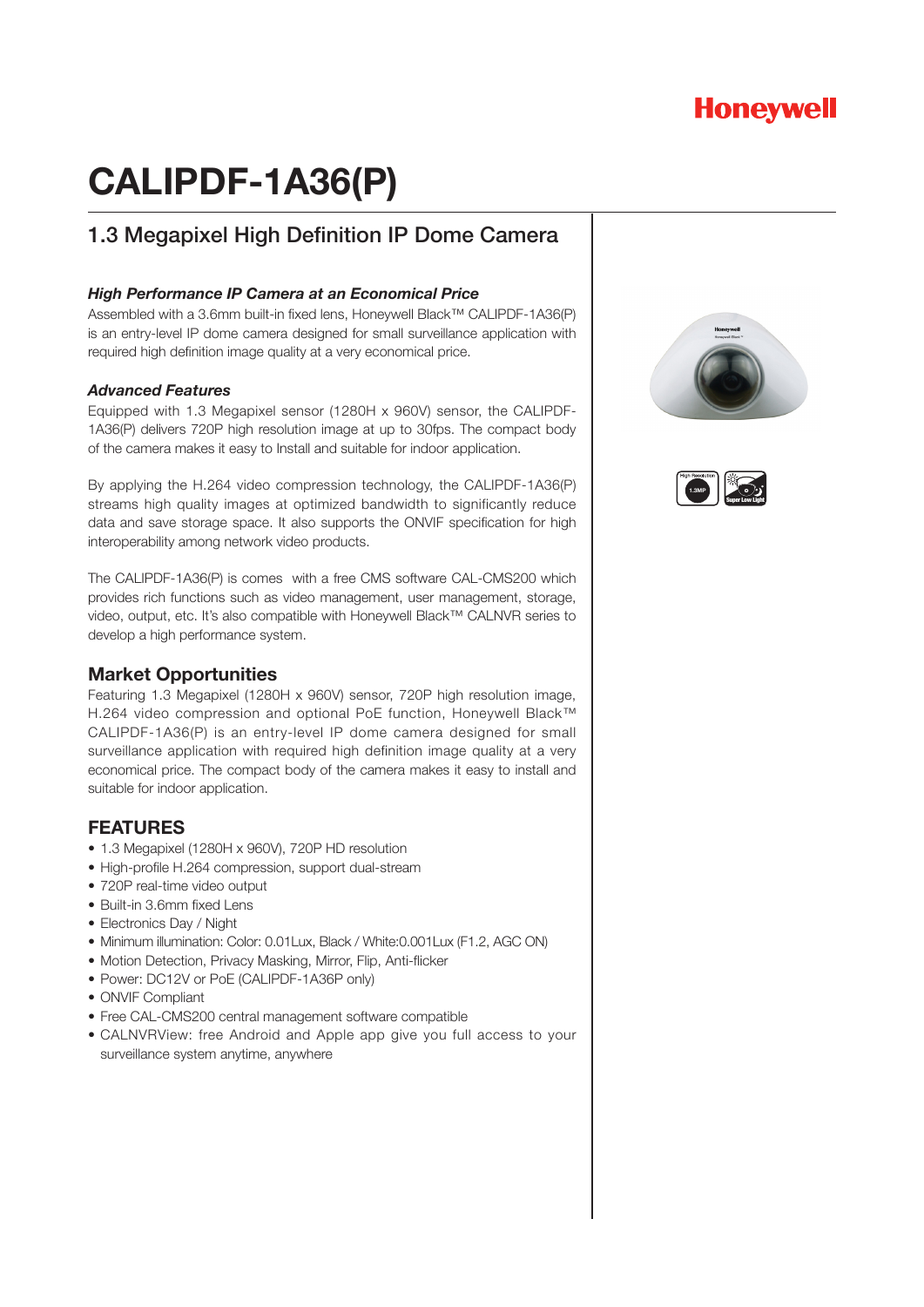Honeywell

# CALIPDF-1A36(P)

## 1.3 Megapixel High Definition IP Dome Camera

### *High Performance IP Camera at an Economical Price*

Assembled with a 3.6mm built-in fixed lens, Honeywell Black™ CALIPDF-1A36(P) is an entry-level IP dome camera designed for small surveillance application with required high definition image quality at a very economical price.

### *Advanced Features*

Equipped with 1.3 Megapixel sensor (1280H x 960V) sensor, the CALIPDF-1A36(P) delivers 720P high resolution image at up to 30fps. The compact body of the camera makes it easy to Install and suitable for indoor application.

By applying the H.264 video compression technology, the CALIPDF-1A36(P) streams high quality images at optimized bandwidth to significantly reduce data and save storage space. It also supports the ONVIF specification for high interoperability among network video products.

The CALIPDF-1A36(P) is comes with a free CMS software CAL-CMS200 which provides rich functions such as video management, user management, storage, video, output, etc. It's also compatible with Honeywell Black™ CALNVR series to develop a high performance system.

## Market Opportunities

Featuring 1.3 Megapixel (1280H x 960V) sensor, 720P high resolution image, H.264 video compression and optional PoE function, Honeywell Black™ CALIPDF-1A36(P) is an entry-level IP dome camera designed for small surveillance application with required high definition image quality at a very economical price. The compact body of the camera makes it easy to install and suitable for indoor application.

## FEATURES

- 1.3 Megapixel (1280H x 960V), 720P HD resolution
- High-profile H.264 compression, support dual-stream
- 720P real-time video output
- Built-in 3.6mm fixed Lens
- Electronics Day / Night
- Minimum illumination: Color: 0.01Lux, Black / White:0.001Lux (F1.2, AGC ON)
- Motion Detection, Privacy Masking, Mirror, Flip, Anti-flicker
- Power: DC12V or PoE (CALIPDF-1A36P only)
- ONVIF Compliant
- Free CAL-CMS200 central management software compatible
- CALNVRView: free Android and Apple app give you full access to your surveillance system anytime, anywhere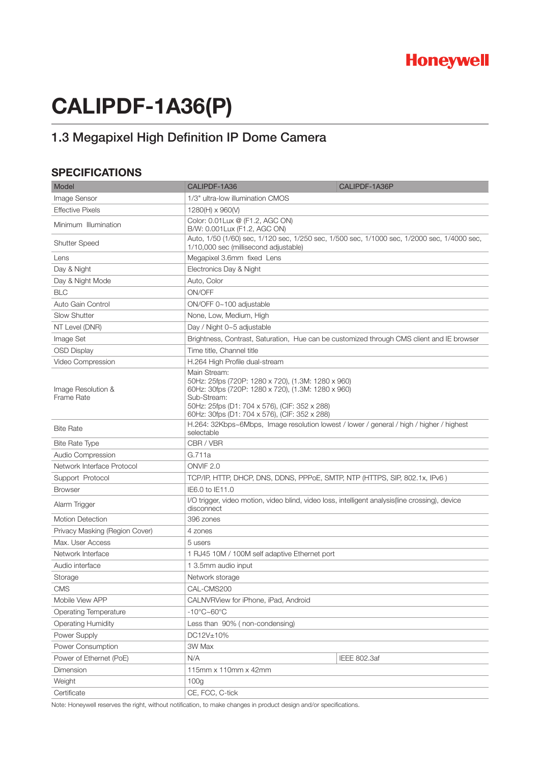Honeywell

# CALIPDF-1A36(P)

## 1.3 Megapixel High Definition IP Dome Camera

### SPECIFICATIONS

| Model | CALIPDF-1A36 | CALIPDF-1A36P |
|---|---|---|
| Image Sensor | 1/3" ultra-low illumination CMOS | |
| Effective Pixels | 1280(H) x 960(V) | |
| Minimum Illumination | Color: 0.01Lux @ (F1.2, AGC ON)<br>B/W: 0.001Lux (F1.2, AGC ON) | |
| Shutter Speed | Auto, 1/50 (1/60) sec, 1/120 sec, 1/250 sec, 1/500 sec, 1/1000 sec, 1/2000 sec, 1/4000 sec, 1/10,000 sec (millisecond adjustable) | |
| Lens | Megapixel 3.6mm fixed Lens | |
| Day & Night | Electronics Day & Night | |
| Day & Night Mode | Auto, Color | |
| BLC | ON/OFF | |
| Auto Gain Control | ON/OFF 0~100 adjustable | |
| Slow Shutter | None, Low, Medium, High | |
| NT Level (DNR) | Day / Night 0~5 adjustable | |
| Image Set | Brightness, Contrast, Saturation, Hue can be customized through CMS client and IE browser | |
| OSD Display | Time title, Channel title | |
| Video Compression | H.264 High Profile dual-stream | |
| Image Resolution & Frame Rate | Main Stream:<br>50Hz: 25fps (720P: 1280 x 720), (1.3M: 1280 x 960)<br>60Hz: 30fps (720P: 1280 x 720), (1.3M: 1280 x 960)<br>Sub-Stream:<br>50Hz: 25fps (D1: 704 x 576), (CIF: 352 x 288)<br>60Hz: 30fps (D1: 704 x 576), (CIF: 352 x 288) | |
| Bite Rate | H.264: 32Kbps~6Mbps, Image resolution lowest / lower / general / high / higher / highest selectable | |
| Bite Rate Type | CBR / VBR | |
| Audio Compression | G.711a | |
| Network Interface Protocol | ONVIF 2.0 | |
| Support Protocol | TCP/IP, HTTP, DHCP, DNS, DDNS, PPPoE, SMTP, NTP (HTTPS, SIP, 802.1x, IPv6 ) | |
| Browser | IE6.0 to IE11.0 | |
| Alarm Trigger | I/O trigger, video motion, video blind, video loss, intelligent analysis(line crossing), device disconnect | |
| Motion Detection | 396 zones | |
| Privacy Masking (Region Cover) | 4 zones | |
| Max. User Access | 5 users | |
| Network Interface | 1 RJ45 10M / 100M self adaptive Ethernet port | |
| Audio interface | 1 3.5mm audio input | |
| Storage | Network storage | |
| CMS | CAL-CMS200 | |
| Mobile View APP | CALNVRView for iPhone, iPad, Android | |
| Operating Temperature | -10°C~60°C | |
| Operating Humidity | Less than 90% ( non-condensing) | |
| Power Supply | DC12V±10% | |
| Power Consumption | 3W Max | |
| Power of Ethernet (PoE) | N/A | IEEE 802.3af |
| Dimension | 115mm x 110mm x 42mm | |
| Weight | 100g | |
| Certificate | CE, FCC, C-tick | |

Note: Honeywell reserves the right, without notification, to make changes in product design and/or specifications.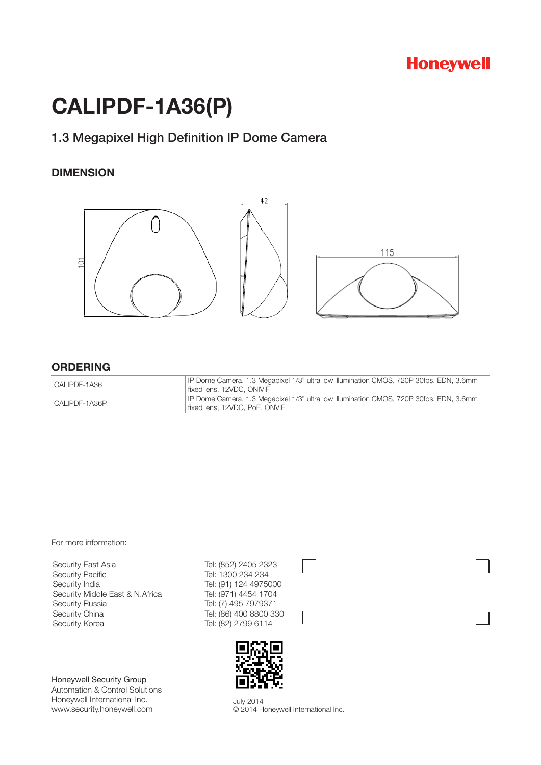# CALIPDF-1A36(P)

## 1.3 Megapixel High Definition IP Dome Camera

### DIMENSION

42

101

115

### ORDERING

| | |
|---|---|
| CALIPDF-1A36 | IP Dome Camera, 1.3 Megapixel 1/3" ultra low illumination CMOS, 720P 30fps, EDN, 3.6mm fixed lens, 12VDC, ONIVIF |
| CALIPDF-1A36P | IP Dome Camera, 1.3 Megapixel 1/3" ultra low illumination CMOS, 720P 30fps, EDN, 3.6mm fixed lens, 12VDC, PoE, ONVIF |

For more information:

| | |
|---|---|
| Security East Asia | Tel: (852) 2405 2323 |
| Security Pacific | Tel: 1300 234 234 |
| Security India | Tel: (91) 124 4975000 |
| Security Middle East & N.Africa | Tel: (971) 4454 1704 |
| Security Russia | Tel: (7) 495 7979371 |
| Security China | Tel: (86) 400 8800 330 |
| Security Korea | Tel: (82) 2799 6114 |

Honeywell Security Group
Automation & Control Solutions
Honeywell International Inc.
www.security.honeywell.com

July 2014
© 2014 Honeywell International Inc.